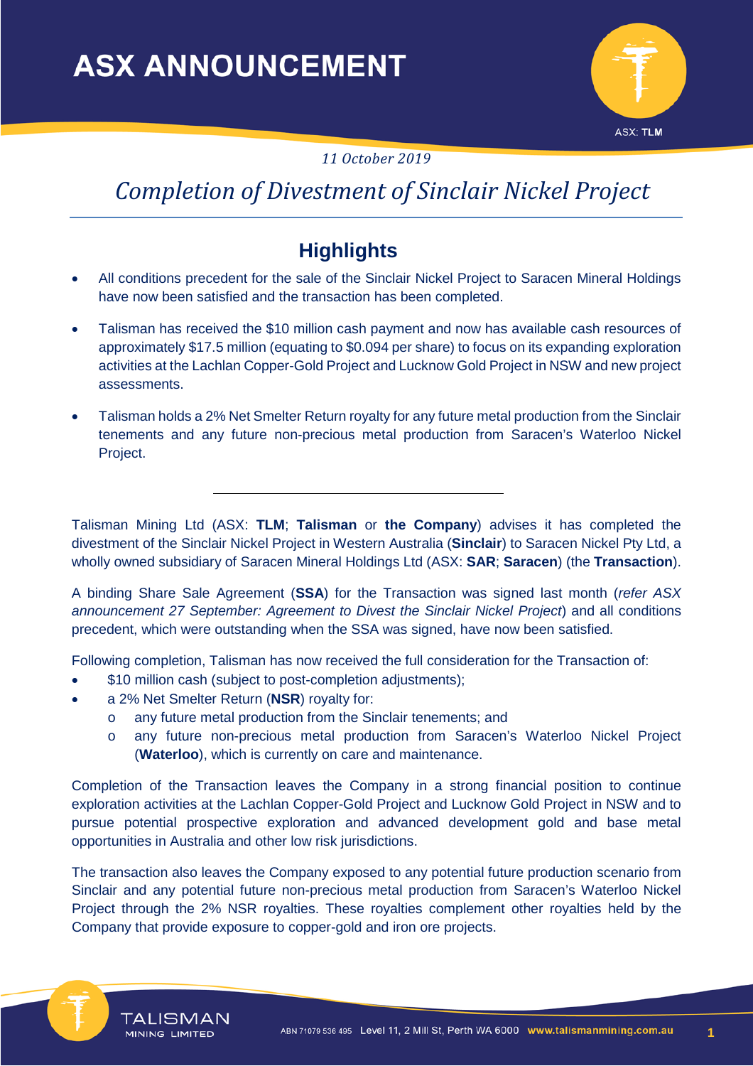# ASX ANNOUNCEMENT

*11 October 2019*

# *Completion of Divestment of Sinclair Nickel Project*

## Highlights

- All conditions precedent for the sale of the Sinclair Nickel Project to Saracen Mineral Holdings have now been satisfied and the transaction has been completed.
- Talisman has received the $10 million cash payment and now has available cash resources of approximately $17.5 million (equating to $0.094 per share) to focus on its expanding exploration activities at the Lachlan Copper-Gold Project and Lucknow Gold Project in NSW and new project assessments.
- Talisman holds a 2% Net Smelter Return royalty for any future metal production from the Sinclair tenements and any future non-precious metal production from Saracen's Waterloo Nickel Project.

---

Talisman Mining Ltd (ASX: **TLM**; **Talisman** or **the Company**) advises it has completed the divestment of the Sinclair Nickel Project in Western Australia (**Sinclair**) to Saracen Nickel Pty Ltd, a wholly owned subsidiary of Saracen Mineral Holdings Ltd (ASX: **SAR**; **Saracen**) (the **Transaction**).

A binding Share Sale Agreement (**SSA**) for the Transaction was signed last month (*refer ASX announcement 27 September: Agreement to Divest the Sinclair Nickel Project*) and all conditions precedent, which were outstanding when the SSA was signed, have now been satisfied.

Following completion, Talisman has now received the full consideration for the Transaction of:

- $10 million cash (subject to post-completion adjustments);
- a 2% Net Smelter Return (**NSR**) royalty for:
  - any future metal production from the Sinclair tenements; and
  - any future non-precious metal production from Saracen's Waterloo Nickel Project (**Waterloo**), which is currently on care and maintenance.

Completion of the Transaction leaves the Company in a strong financial position to continue exploration activities at the Lachlan Copper-Gold Project and Lucknow Gold Project in NSW and to pursue potential prospective exploration and advanced development gold and base metal opportunities in Australia and other low risk jurisdictions.

The transaction also leaves the Company exposed to any potential future production scenario from Sinclair and any potential future non-precious metal production from Saracen's Waterloo Nickel Project through the 2% NSR royalties. These royalties complement other royalties held by the Company that provide exposure to copper-gold and iron ore projects.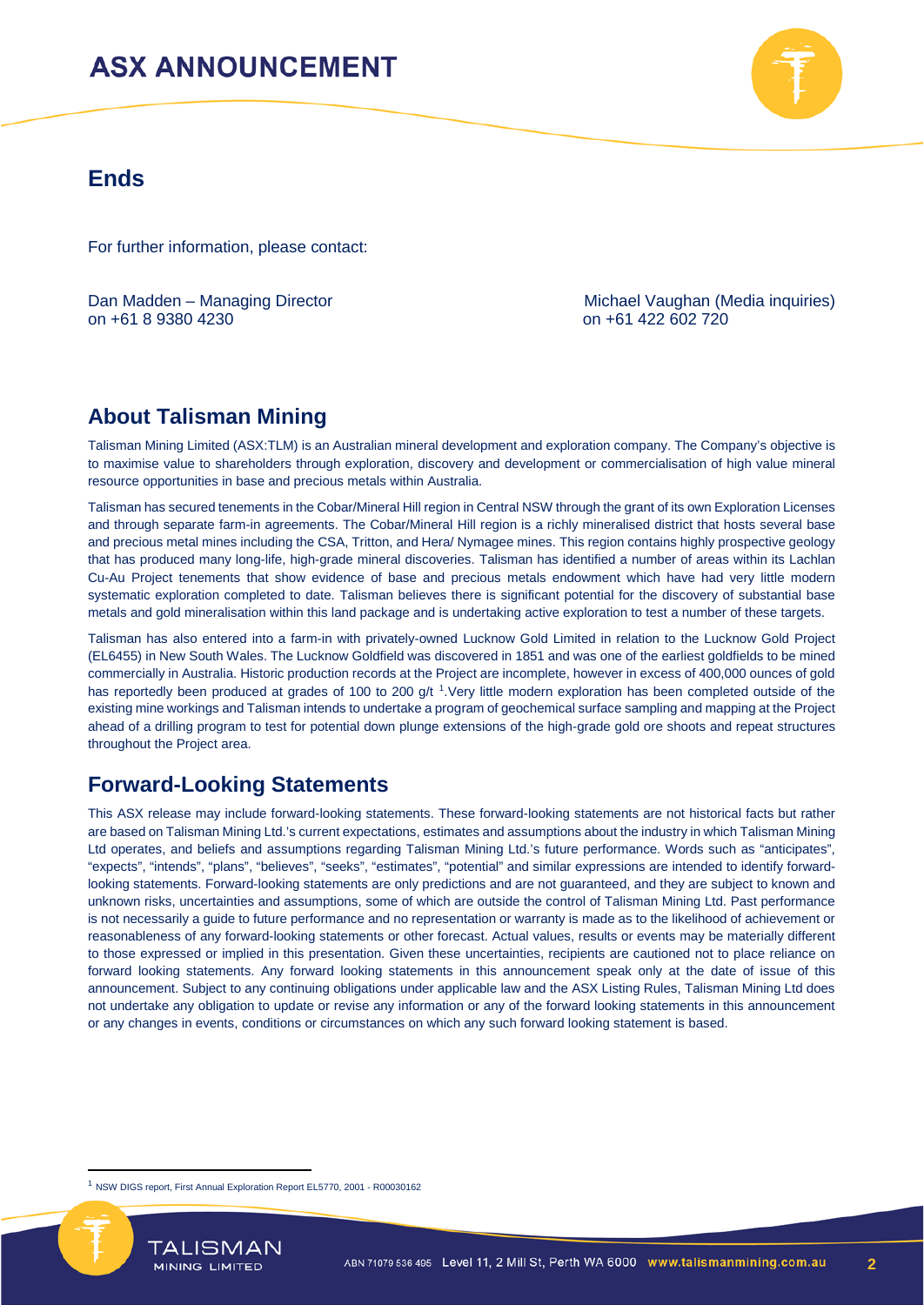## Ends

For further information, please contact:

Dan Madden – Managing Director
on +61 8 9380 4230

Michael Vaughan (Media inquiries)
on +61 422 602 720

## About Talisman Mining

Talisman Mining Limited (ASX:TLM) is an Australian mineral development and exploration company. The Company's objective is to maximise value to shareholders through exploration, discovery and development or commercialisation of high value mineral resource opportunities in base and precious metals within Australia.

Talisman has secured tenements in the Cobar/Mineral Hill region in Central NSW through the grant of its own Exploration Licenses and through separate farm-in agreements. The Cobar/Mineral Hill region is a richly mineralised district that hosts several base and precious metal mines including the CSA, Tritton, and Hera/ Nymagee mines. This region contains highly prospective geology that has produced many long-life, high-grade mineral discoveries. Talisman has identified a number of areas within its Lachlan Cu-Au Project tenements that show evidence of base and precious metals endowment which have had very little modern systematic exploration completed to date. Talisman believes there is significant potential for the discovery of substantial base metals and gold mineralisation within this land package and is undertaking active exploration to test a number of these targets.

Talisman has also entered into a farm-in with privately-owned Lucknow Gold Limited in relation to the Lucknow Gold Project (EL6455) in New South Wales. The Lucknow Goldfield was discovered in 1851 and was one of the earliest goldfields to be mined commercially in Australia. Historic production records at the Project are incomplete, however in excess of 400,000 ounces of gold has reportedly been produced at grades of 100 to 200 g/t [1].Very little modern exploration has been completed outside of the existing mine workings and Talisman intends to undertake a program of geochemical surface sampling and mapping at the Project ahead of a drilling program to test for potential down plunge extensions of the high-grade gold ore shoots and repeat structures throughout the Project area.

## Forward-Looking Statements

This ASX release may include forward-looking statements. These forward-looking statements are not historical facts but rather are based on Talisman Mining Ltd.'s current expectations, estimates and assumptions about the industry in which Talisman Mining Ltd operates, and beliefs and assumptions regarding Talisman Mining Ltd.'s future performance. Words such as "anticipates", "expects", "intends", "plans", "believes", "seeks", "estimates", "potential" and similar expressions are intended to identify forward-looking statements. Forward-looking statements are only predictions and are not guaranteed, and they are subject to known and unknown risks, uncertainties and assumptions, some of which are outside the control of Talisman Mining Ltd. Past performance is not necessarily a guide to future performance and no representation or warranty is made as to the likelihood of achievement or reasonableness of any forward-looking statements or other forecast. Actual values, results or events may be materially different to those expressed or implied in this presentation. Given these uncertainties, recipients are cautioned not to place reliance on forward looking statements. Any forward looking statements in this announcement speak only at the date of issue of this announcement. Subject to any continuing obligations under applicable law and the ASX Listing Rules, Talisman Mining Ltd does not undertake any obligation to update or revise any information or any of the forward looking statements in this announcement or any changes in events, conditions or circumstances on which any such forward looking statement is based.

[1] NSW DIGS report, First Annual Exploration Report EL5770, 2001 - R00030162